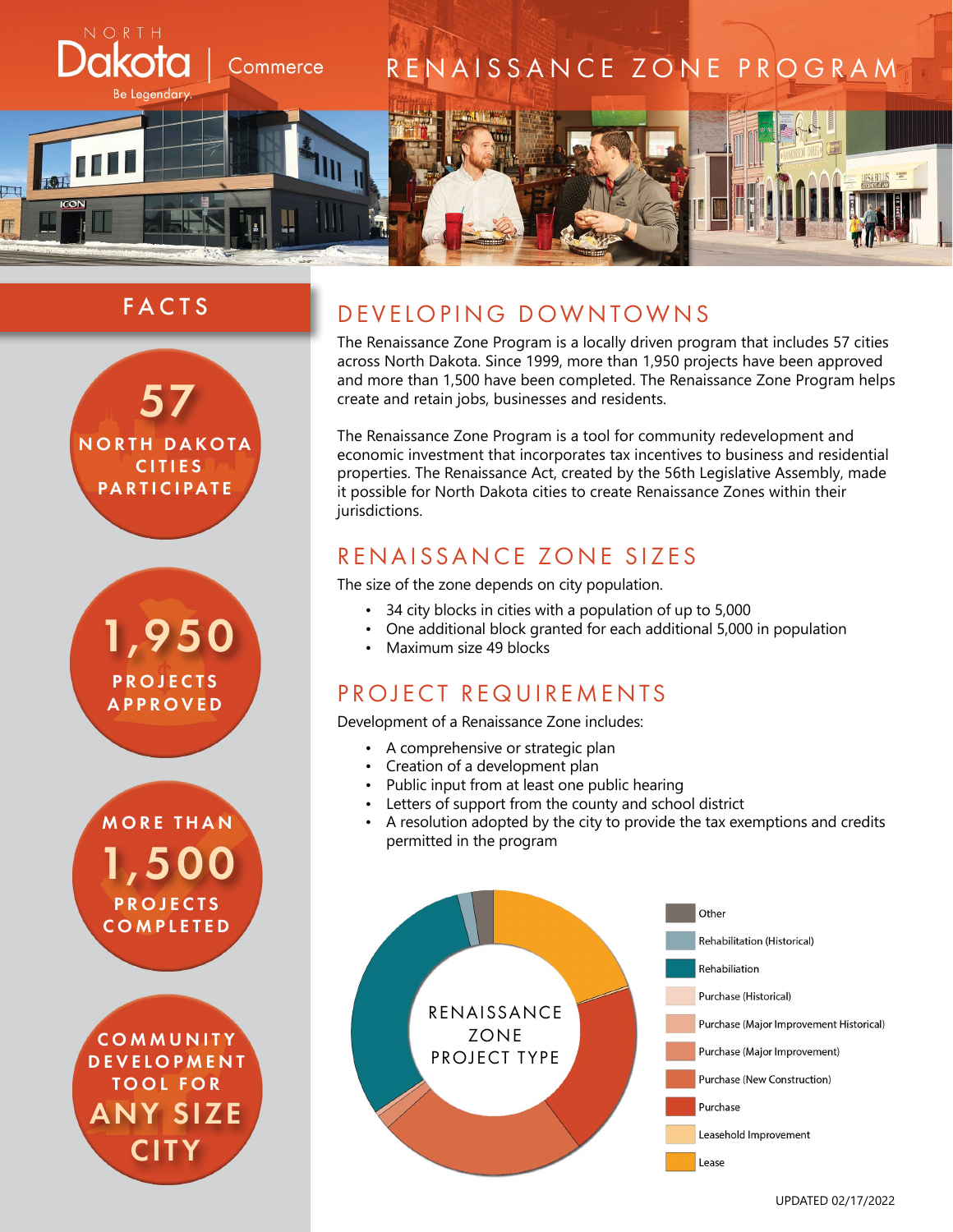NORTH Dakota | Commerce

Be Legendary.

# RENAISSANCE ZONE PROGRAM

## FACTS

**57** NORTH DAKOTA CITIES PARTICIPATE

**1,950** PROJECTS APPROVED

MORE THAN **1,500** PROJECTS COMPLETED

COMMUNITY DEVELOPMENT TOOL FOR **ANY SIZE CITY**

## DEVELOPING DOWNTOWNS

The Renaissance Zone Program is a locally driven program that includes 57 cities across North Dakota. Since 1999, more than 1,950 projects have been approved and more than 1,500 have been completed. The Renaissance Zone Program helps create and retain jobs, businesses and residents.

The Renaissance Zone Program is a tool for community redevelopment and economic investment that incorporates tax incentives to business and residential properties. The Renaissance Act, created by the 56th Legislative Assembly, made it possible for North Dakota cities to create Renaissance Zones within their jurisdictions.

## RENAISSANCE ZONE SIZES

The size of the zone depends on city population.

- 34 city blocks in cities with a population of up to 5,000
- One additional block granted for each additional 5,000 in population
- Maximum size 49 blocks

## PROJECT REQUIREMENTS

Development of a Renaissance Zone includes:

- A comprehensive or strategic plan
- Creation of a development plan
- Public input from at least one public hearing
- Letters of support from the county and school district
- A resolution adopted by the city to provide the tax exemptions and credits permitted in the program

RENAISSANCE ZONE PROJECT TYPE

- Other
- Rehabilitation (Historical)
- Rehabiliation
- Purchase (Historical)
- Purchase (Major Improvement Historical)
- Purchase (Major Improvement)
- Purchase (New Construction)
- Purchase
- Leasehold Improvement
- Lease

UPDATED 02/17/2022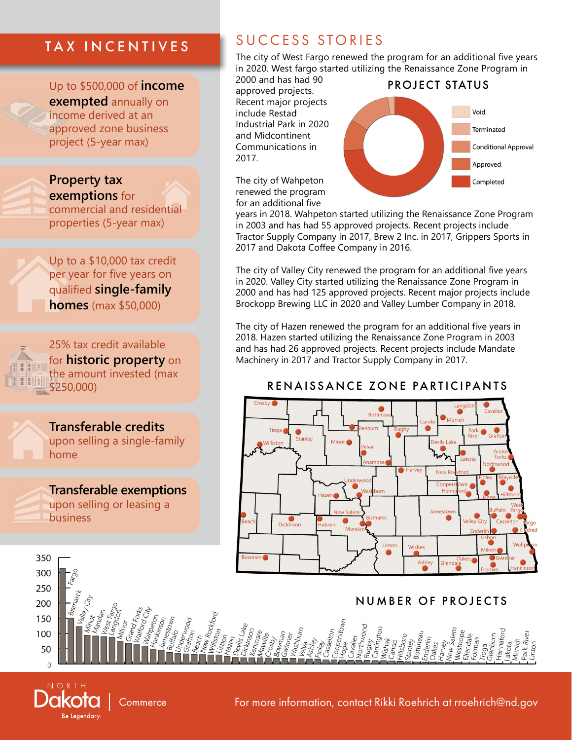## TAX INCENTIVES

Up to $500,000 of **income exempted** annually on income derived at an approved zone business project (5-year max)

**Property tax exemptions** for commercial and residential properties (5-year max)

Up to a $10,000 tax credit per year for five years on qualified **single-family homes** (max $50,000)

25% tax credit available for **historic property** on the amount invested (max $250,000)

**Transferable credits** upon selling a single-family home

**Transferable exemptions** upon selling or leasing a business

## SUCCESS STORIES

The city of West Fargo renewed the program for an additional five years in 2020. West fargo started utilizing the Renaissance Zone Program in 2000 and has had 90 approved projects. Recent major projects include Restad Industrial Park in 2020 and Midcontinent Communications in 2017.

The city of Wahpeton renewed the program for an additional five years in 2018. Wahpeton started utilizing the Renaissance Zone Program in 2003 and has had 55 approved projects. Recent projects include Tractor Supply Company in 2017, Brew 2 Inc. in 2017, Grippers Sports in 2017 and Dakota Coffee Company in 2016.

The city of Valley City renewed the program for an additional five years in 2020. Valley City started utilizing the Renaissance Zone Program in 2000 and has had 125 approved projects. Recent major projects include Brockopp Brewing LLC in 2020 and Valley Lumber Company in 2018.

The city of Hazen renewed the program for an additional five years in 2018. Hazen started utilizing the Renaissance Zone Program in 2003 and has had 26 approved projects. Recent projects include Mandate Machinery in 2017 and Tractor Supply Company in 2017.

### PROJECT STATUS

Void
Terminated
Conditional Approval
Approved
Completed

### RENAISSANCE ZONE PARTICIPANTS

Crosby, Bottineau, Langdon, Cavalier, Cando, Munich, Tioga, Glenburn, Rugby, Stanley, Minot, Park River, Grafton, Williston, Devils Lake, Velva, Grand Forks, Lakota, Anamoose, Northwood, Harvey, New Rockford, Underwood, Finley, Mayville, Cooperstown, Hannaford, Washburn, Hazen, Hope, Hillsboro, West Fargo, New Salem, Jamestown, Buffalo, Bismarck, Beach, Dickinson, Hebron, Valley City, Casselton, Fargo, Mandan, Enderlin, Kindred, Lisbon, Linton, Wishek, Wahpeton, Milnor, Bowman, Oakes, Ashley, Ellendale, Gwinner, Forman, Hankinson

### NUMBER OF PROJECTS

350
300
250
200
150
100
50
0

Fargo, Bismarck, Valley City, Minot, Mandan, West Fargo, Langdon, Milnor, Grand Forks, Watford City, Wahpeton, Hankinson, Jamestown, Buffalo, Underwood, Grafton, Beach, New Rockford, Williston, Lisbon, Hazen, Devils Lake, Dickinson, Kenmare, Mayville, Crosby, Bowman, Gwinner, Washburn, Velva, Ashley, Finley, Casselton, Cooperstown, Hope, Cavalier, Northwood, Rugby, Carrington, Wishek, Cando, Hillsboro, Stanley, Bottineau, Enderlin, Oakes, Harvey, New Salem, Westhope, Ellendale, Forman, Tioga, Glenburn, Hannaford, Lakota, Munich, Park River, Linton

NORTH Dakota | Commerce
Be Legendary.

For more information, contact Rikki Roehrich at rroehrich@nd.gov